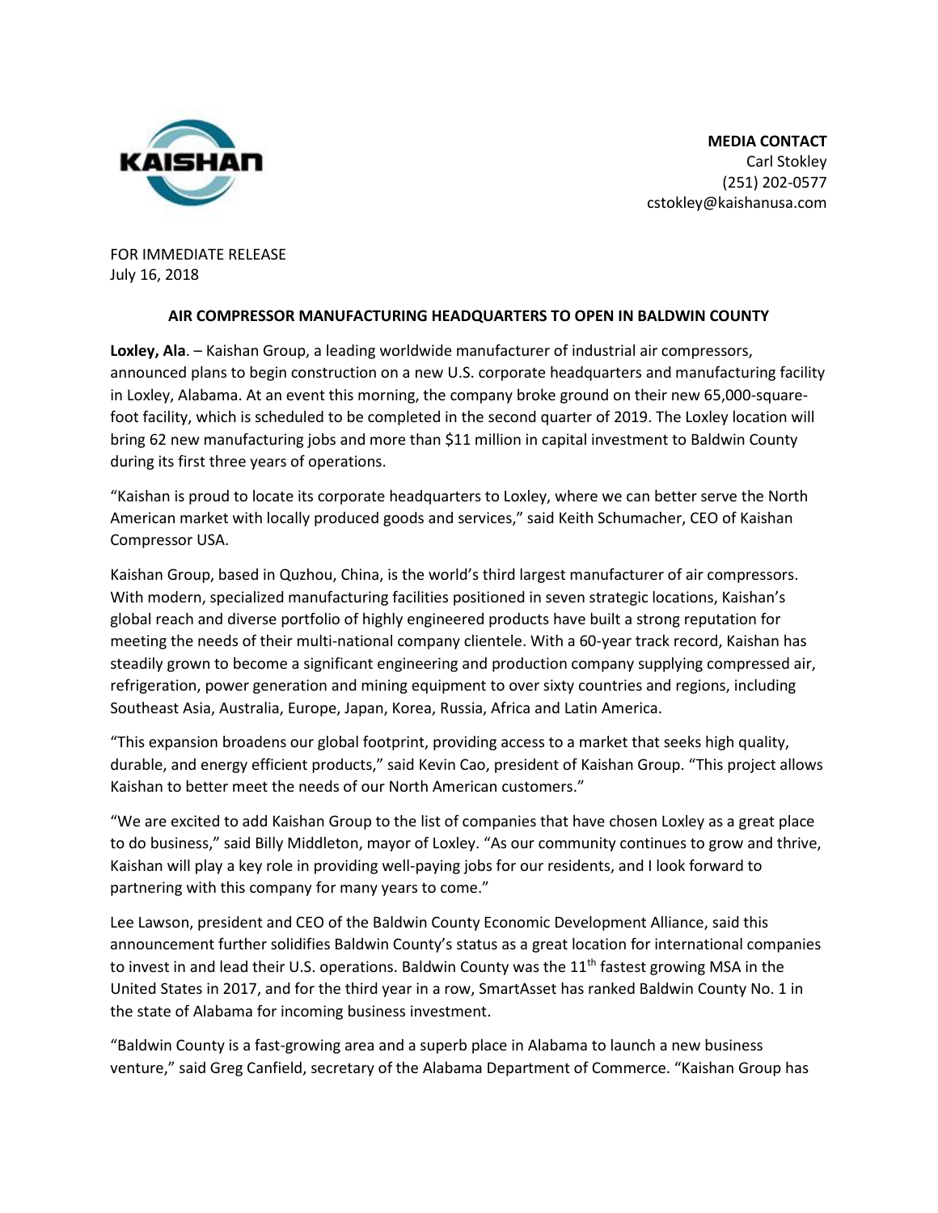KAISHAN

**MEDIA CONTACT**
Carl Stokley
(251) 202-0577
cstokley@kaishanusa.com

FOR IMMEDIATE RELEASE
July 16, 2018

## AIR COMPRESSOR MANUFACTURING HEADQUARTERS TO OPEN IN BALDWIN COUNTY

**Loxley, Ala**. – Kaishan Group, a leading worldwide manufacturer of industrial air compressors, announced plans to begin construction on a new U.S. corporate headquarters and manufacturing facility in Loxley, Alabama. At an event this morning, the company broke ground on their new 65,000-square-foot facility, which is scheduled to be completed in the second quarter of 2019. The Loxley location will bring 62 new manufacturing jobs and more than $11 million in capital investment to Baldwin County during its first three years of operations.

"Kaishan is proud to locate its corporate headquarters to Loxley, where we can better serve the North American market with locally produced goods and services," said Keith Schumacher, CEO of Kaishan Compressor USA.

Kaishan Group, based in Quzhou, China, is the world's third largest manufacturer of air compressors. With modern, specialized manufacturing facilities positioned in seven strategic locations, Kaishan's global reach and diverse portfolio of highly engineered products have built a strong reputation for meeting the needs of their multi-national company clientele. With a 60-year track record, Kaishan has steadily grown to become a significant engineering and production company supplying compressed air, refrigeration, power generation and mining equipment to over sixty countries and regions, including Southeast Asia, Australia, Europe, Japan, Korea, Russia, Africa and Latin America.

"This expansion broadens our global footprint, providing access to a market that seeks high quality, durable, and energy efficient products," said Kevin Cao, president of Kaishan Group. "This project allows Kaishan to better meet the needs of our North American customers."

"We are excited to add Kaishan Group to the list of companies that have chosen Loxley as a great place to do business," said Billy Middleton, mayor of Loxley. "As our community continues to grow and thrive, Kaishan will play a key role in providing well-paying jobs for our residents, and I look forward to partnering with this company for many years to come."

Lee Lawson, president and CEO of the Baldwin County Economic Development Alliance, said this announcement further solidifies Baldwin County's status as a great location for international companies to invest in and lead their U.S. operations. Baldwin County was the 11th fastest growing MSA in the United States in 2017, and for the third year in a row, SmartAsset has ranked Baldwin County No. 1 in the state of Alabama for incoming business investment.

"Baldwin County is a fast-growing area and a superb place in Alabama to launch a new business venture," said Greg Canfield, secretary of the Alabama Department of Commerce. "Kaishan Group has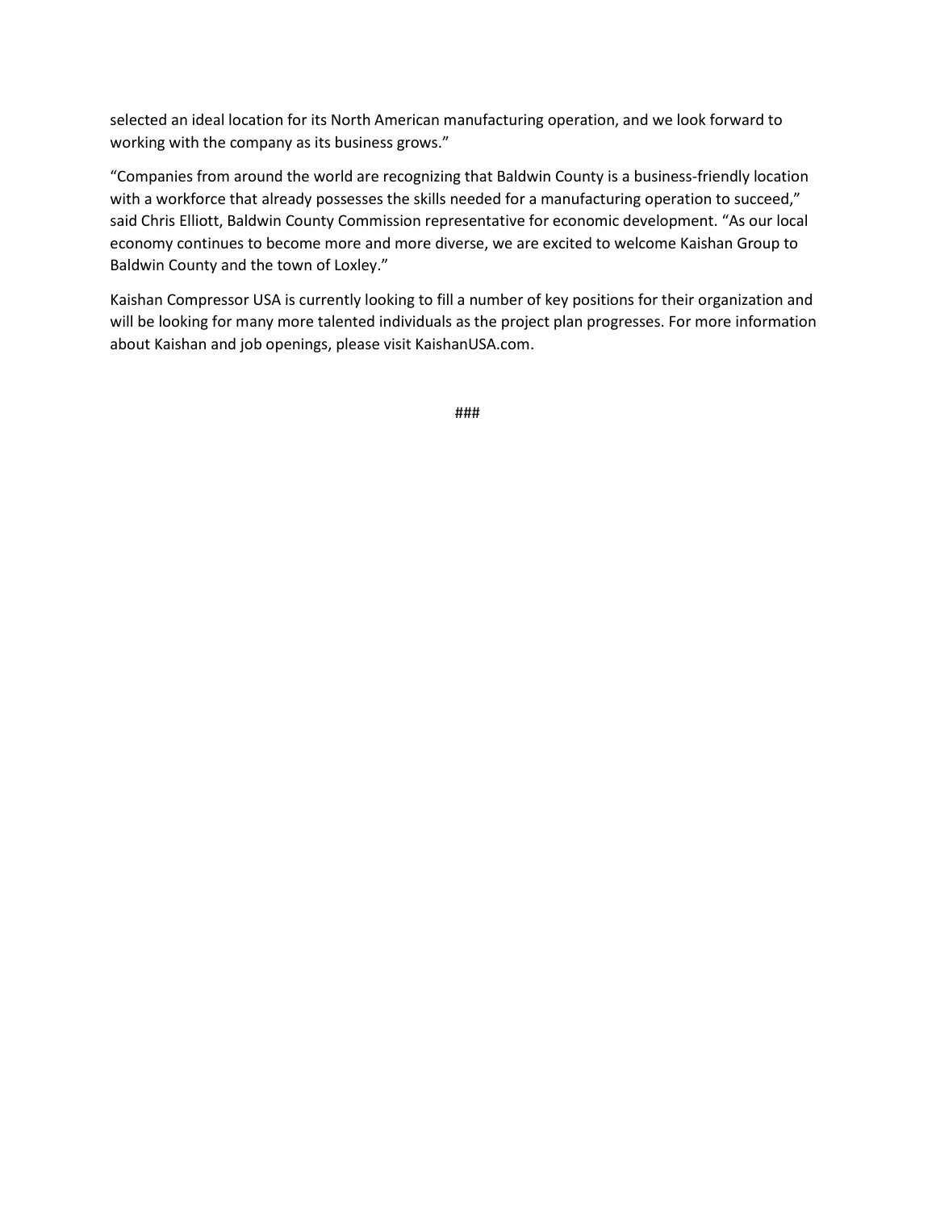selected an ideal location for its North American manufacturing operation, and we look forward to working with the company as its business grows."

"Companies from around the world are recognizing that Baldwin County is a business-friendly location with a workforce that already possesses the skills needed for a manufacturing operation to succeed," said Chris Elliott, Baldwin County Commission representative for economic development. "As our local economy continues to become more and more diverse, we are excited to welcome Kaishan Group to Baldwin County and the town of Loxley."

Kaishan Compressor USA is currently looking to fill a number of key positions for their organization and will be looking for many more talented individuals as the project plan progresses. For more information about Kaishan and job openings, please visit KaishanUSA.com.

###